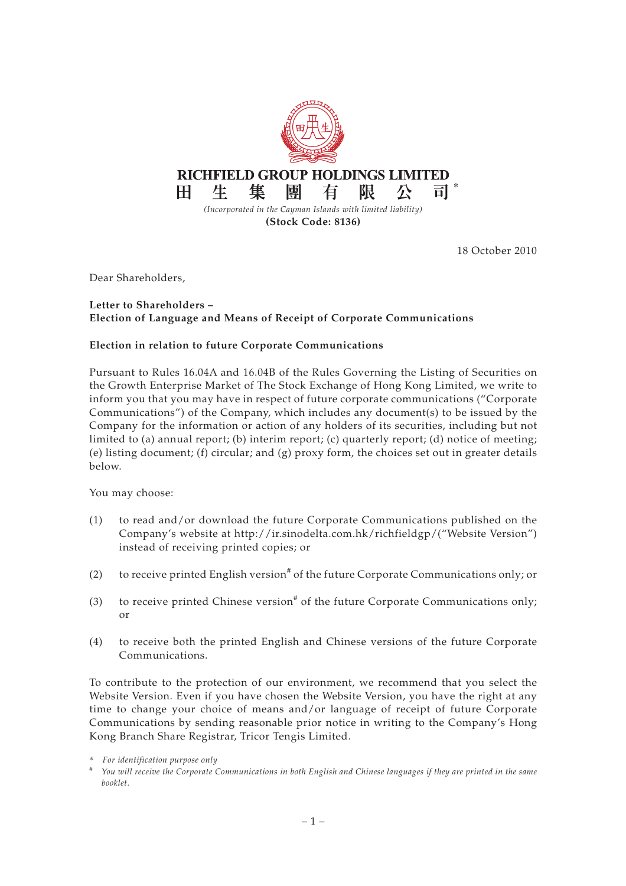# RICHFIELD GROUP HOLDINGS LIMITED
# 田生集團有限公司*

*(Incorporated in the Cayman Islands with limited liability)*

**(Stock Code: 8136)**

18 October 2010

Dear Shareholders,

**Letter to Shareholders –**
**Election of Language and Means of Receipt of Corporate Communications**

**Election in relation to future Corporate Communications**

Pursuant to Rules 16.04A and 16.04B of the Rules Governing the Listing of Securities on the Growth Enterprise Market of The Stock Exchange of Hong Kong Limited, we write to inform you that you may have in respect of future corporate communications ("Corporate Communications") of the Company, which includes any document(s) to be issued by the Company for the information or action of any holders of its securities, including but not limited to (a) annual report; (b) interim report; (c) quarterly report; (d) notice of meeting; (e) listing document; (f) circular; and (g) proxy form, the choices set out in greater details below.

You may choose:

(1) to read and/or download the future Corporate Communications published on the Company's website at http://ir.sinodelta.com.hk/richfieldgp/("Website Version") instead of receiving printed copies; or

(2) to receive printed English version# of the future Corporate Communications only; or

(3) to receive printed Chinese version# of the future Corporate Communications only; or

(4) to receive both the printed English and Chinese versions of the future Corporate Communications.

To contribute to the protection of our environment, we recommend that you select the Website Version. Even if you have chosen the Website Version, you have the right at any time to change your choice of means and/or language of receipt of future Corporate Communications by sending reasonable prior notice in writing to the Company's Hong Kong Branch Share Registrar, Tricor Tengis Limited.

\* *For identification purpose only*

\# *You will receive the Corporate Communications in both English and Chinese languages if they are printed in the same booklet.*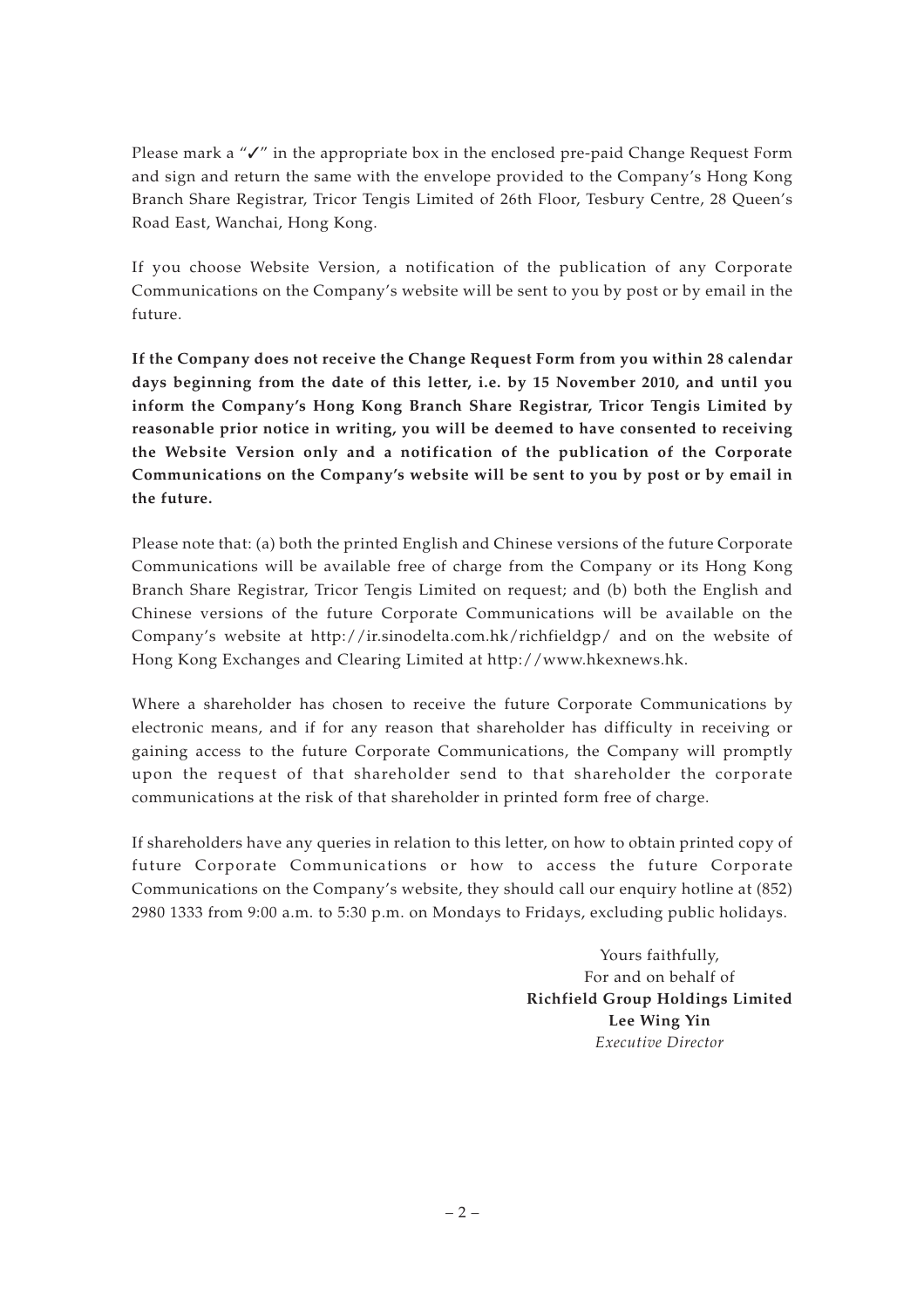Please mark a "✓" in the appropriate box in the enclosed pre-paid Change Request Form and sign and return the same with the envelope provided to the Company's Hong Kong Branch Share Registrar, Tricor Tengis Limited of 26th Floor, Tesbury Centre, 28 Queen's Road East, Wanchai, Hong Kong.

If you choose Website Version, a notification of the publication of any Corporate Communications on the Company's website will be sent to you by post or by email in the future.

**If the Company does not receive the Change Request Form from you within 28 calendar days beginning from the date of this letter, i.e. by 15 November 2010, and until you inform the Company's Hong Kong Branch Share Registrar, Tricor Tengis Limited by reasonable prior notice in writing, you will be deemed to have consented to receiving the Website Version only and a notification of the publication of the Corporate Communications on the Company's website will be sent to you by post or by email in the future.**

Please note that: (a) both the printed English and Chinese versions of the future Corporate Communications will be available free of charge from the Company or its Hong Kong Branch Share Registrar, Tricor Tengis Limited on request; and (b) both the English and Chinese versions of the future Corporate Communications will be available on the Company's website at http://ir.sinodelta.com.hk/richfieldgp/ and on the website of Hong Kong Exchanges and Clearing Limited at http://www.hkexnews.hk.

Where a shareholder has chosen to receive the future Corporate Communications by electronic means, and if for any reason that shareholder has difficulty in receiving or gaining access to the future Corporate Communications, the Company will promptly upon the request of that shareholder send to that shareholder the corporate communications at the risk of that shareholder in printed form free of charge.

If shareholders have any queries in relation to this letter, on how to obtain printed copy of future Corporate Communications or how to access the future Corporate Communications on the Company's website, they should call our enquiry hotline at (852) 2980 1333 from 9:00 a.m. to 5:30 p.m. on Mondays to Fridays, excluding public holidays.

Yours faithfully,
For and on behalf of
**Richfield Group Holdings Limited**
**Lee Wing Yin**
*Executive Director*